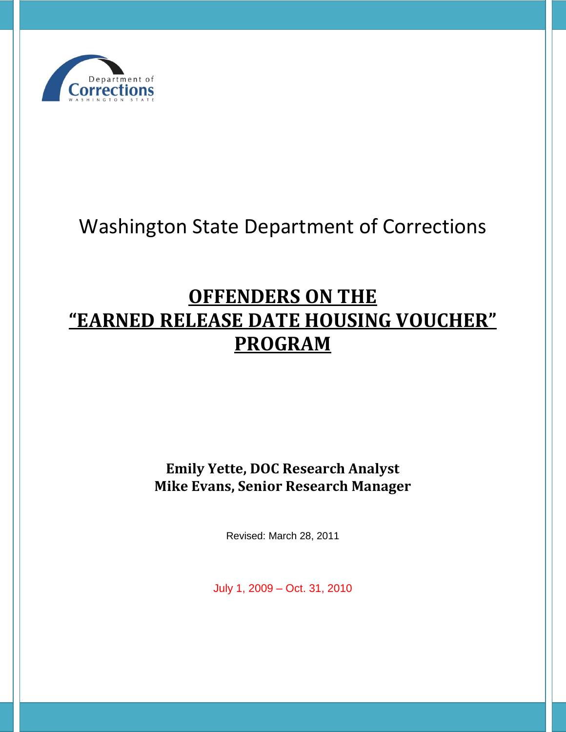Department of Corrections
WASHINGTON STATE

Washington State Department of Corrections

# OFFENDERS ON THE "EARNED RELEASE DATE HOUSING VOUCHER" PROGRAM

**Emily Yette, DOC Research Analyst**
**Mike Evans, Senior Research Manager**

Revised: March 28, 2011

July 1, 2009 – Oct. 31, 2010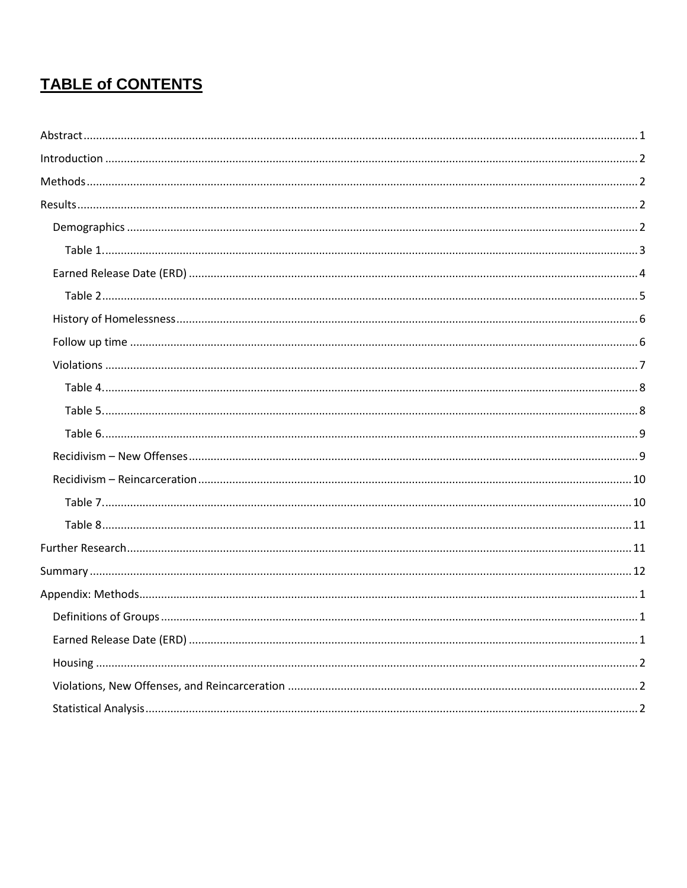# TABLE of CONTENTS

Abstract ........................................................................................................ 1
Introduction ................................................................................................. 2
Methods ....................................................................................................... 2
Results .......................................................................................................... 2
- Demographics ............................................................................................ 2
  - Table 1. ................................................................................................... 3
- Earned Release Date (ERD) ........................................................................ 4
  - Table 2 .................................................................................................... 5
- History of Homelessness ............................................................................. 6
- Follow up time ............................................................................................ 6
- Violations ................................................................................................... 7
  - Table 4. ................................................................................................... 8
  - Table 5. ................................................................................................... 8
  - Table 6. ................................................................................................... 9
- Recidivism – New Offenses ......................................................................... 9
- Recidivism – Reincarceration ..................................................................... 10
  - Table 7. ................................................................................................. 10
  - Table 8 .................................................................................................. 11

Further Research ........................................................................................ 11
Summary .................................................................................................... 12
Appendix: Methods ....................................................................................... 1
- Definitions of Groups .................................................................................. 1
- Earned Release Date (ERD) ........................................................................ 1
- Housing ...................................................................................................... 2
- Violations, New Offenses, and Reincarceration ........................................... 2
- Statistical Analysis ...................................................................................... 2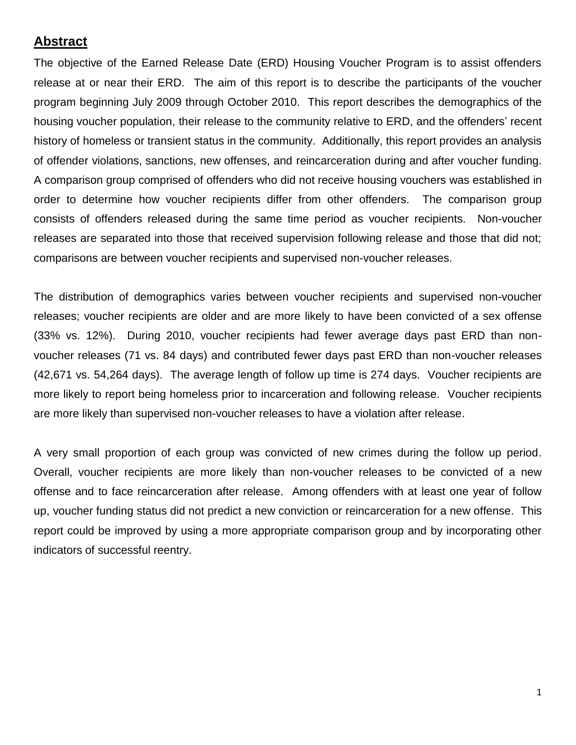## Abstract

The objective of the Earned Release Date (ERD) Housing Voucher Program is to assist offenders release at or near their ERD. The aim of this report is to describe the participants of the voucher program beginning July 2009 through October 2010. This report describes the demographics of the housing voucher population, their release to the community relative to ERD, and the offenders' recent history of homeless or transient status in the community. Additionally, this report provides an analysis of offender violations, sanctions, new offenses, and reincarceration during and after voucher funding. A comparison group comprised of offenders who did not receive housing vouchers was established in order to determine how voucher recipients differ from other offenders. The comparison group consists of offenders released during the same time period as voucher recipients. Non-voucher releases are separated into those that received supervision following release and those that did not; comparisons are between voucher recipients and supervised non-voucher releases.

The distribution of demographics varies between voucher recipients and supervised non-voucher releases; voucher recipients are older and are more likely to have been convicted of a sex offense (33% vs. 12%). During 2010, voucher recipients had fewer average days past ERD than non-voucher releases (71 vs. 84 days) and contributed fewer days past ERD than non-voucher releases (42,671 vs. 54,264 days). The average length of follow up time is 274 days. Voucher recipients are more likely to report being homeless prior to incarceration and following release. Voucher recipients are more likely than supervised non-voucher releases to have a violation after release.

A very small proportion of each group was convicted of new crimes during the follow up period. Overall, voucher recipients are more likely than non-voucher releases to be convicted of a new offense and to face reincarceration after release. Among offenders with at least one year of follow up, voucher funding status did not predict a new conviction or reincarceration for a new offense. This report could be improved by using a more appropriate comparison group and by incorporating other indicators of successful reentry.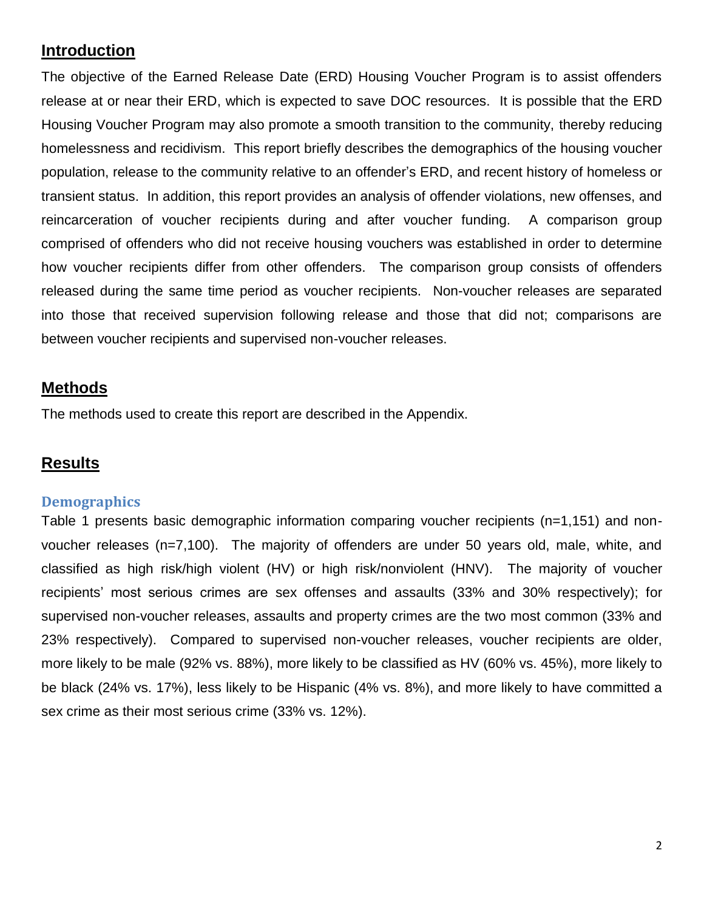## Introduction

The objective of the Earned Release Date (ERD) Housing Voucher Program is to assist offenders release at or near their ERD, which is expected to save DOC resources. It is possible that the ERD Housing Voucher Program may also promote a smooth transition to the community, thereby reducing homelessness and recidivism. This report briefly describes the demographics of the housing voucher population, release to the community relative to an offender's ERD, and recent history of homeless or transient status. In addition, this report provides an analysis of offender violations, new offenses, and reincarceration of voucher recipients during and after voucher funding. A comparison group comprised of offenders who did not receive housing vouchers was established in order to determine how voucher recipients differ from other offenders. The comparison group consists of offenders released during the same time period as voucher recipients. Non-voucher releases are separated into those that received supervision following release and those that did not; comparisons are between voucher recipients and supervised non-voucher releases.

## Methods

The methods used to create this report are described in the Appendix.

## Results

### Demographics

Table 1 presents basic demographic information comparing voucher recipients (n=1,151) and non-voucher releases (n=7,100). The majority of offenders are under 50 years old, male, white, and classified as high risk/high violent (HV) or high risk/nonviolent (HNV). The majority of voucher recipients' most serious crimes are sex offenses and assaults (33% and 30% respectively); for supervised non-voucher releases, assaults and property crimes are the two most common (33% and 23% respectively). Compared to supervised non-voucher releases, voucher recipients are older, more likely to be male (92% vs. 88%), more likely to be classified as HV (60% vs. 45%), more likely to be black (24% vs. 17%), less likely to be Hispanic (4% vs. 8%), and more likely to have committed a sex crime as their most serious crime (33% vs. 12%).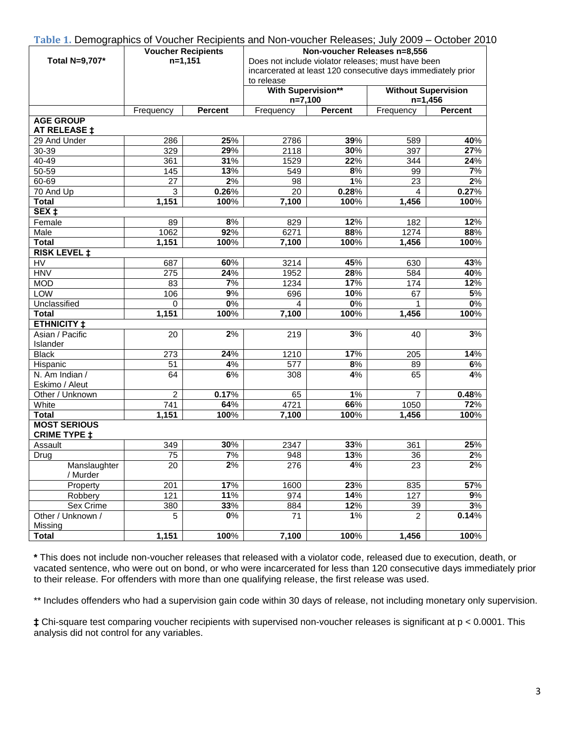**Table 1.** Demographics of Voucher Recipients and Non-voucher Releases; July 2009 – October 2010

| Total N=9,707* | Voucher Recipients n=1,151 | | Non-voucher Releases n=8,556 Does not include violator releases; must have been incarcerated at least 120 consecutive days immediately prior to release | | | |
|---|---|---|---|---|---|---|
| | | | **With Supervision** n=7,100** | | **Without Supervision n=1,456** | |
| | Frequency | **Percent** | Frequency | **Percent** | Frequency | **Percent** |
| **AGE GROUP AT RELEASE ‡** | | | | | | |
| 29 And Under | 286 | **25**% | 2786 | **39**% | 589 | **40**% |
| 30-39 | 329 | **29**% | 2118 | **30**% | 397 | **27**% |
| 40-49 | 361 | **31**% | 1529 | **22**% | 344 | **24**% |
| 50-59 | 145 | **13**% | 549 | **8**% | 99 | **7**% |
| 60-69 | 27 | **2**% | 98 | **1**% | 23 | **2**% |
| 70 And Up | 3 | **0.26**% | 20 | **0.28**% | 4 | **0.27**% |
| **Total** | **1,151** | **100**% | **7,100** | **100**% | **1,456** | **100**% |
| **SEX ‡** | | | | | | |
| Female | 89 | **8**% | 829 | **12**% | 182 | **12**% |
| Male | 1062 | **92**% | 6271 | **88**% | 1274 | **88**% |
| **Total** | **1,151** | **100**% | **7,100** | **100**% | **1,456** | **100**% |
| **RISK LEVEL ‡** | | | | | | |
| HV | 687 | **60**% | 3214 | **45**% | 630 | **43**% |
| HNV | 275 | **24**% | 1952 | **28**% | 584 | **40**% |
| MOD | 83 | **7**% | 1234 | **17**% | 174 | **12**% |
| LOW | 106 | **9**% | 696 | **10**% | 67 | **5**% |
| Unclassified | 0 | **0**% | 4 | **0**% | 1 | **0**% |
| **Total** | **1,151** | **100**% | **7,100** | **100**% | **1,456** | **100**% |
| **ETHNICITY ‡** | | | | | | |
| Asian / Pacific Islander | 20 | **2**% | 219 | **3**% | 40 | **3**% |
| Black | 273 | **24**% | 1210 | **17**% | 205 | **14**% |
| Hispanic | 51 | **4**% | 577 | **8**% | 89 | **6**% |
| N. Am Indian / Eskimo / Aleut | 64 | **6**% | 308 | **4**% | 65 | **4**% |
| Other / Unknown | 2 | **0.17**% | 65 | **1**% | 7 | **0.48**% |
| White | 741 | **64**% | 4721 | **66**% | 1050 | **72**% |
| **Total** | **1,151** | **100**% | **7,100** | **100**% | **1,456** | **100**% |
| **MOST SERIOUS CRIME TYPE ‡** | | | | | | |
| Assault | 349 | **30**% | 2347 | **33**% | 361 | **25**% |
| Drug | 75 | **7**% | 948 | **13**% | 36 | **2**% |
| Manslaughter / Murder | 20 | **2**% | 276 | **4**% | 23 | **2**% |
| Property | 201 | **17**% | 1600 | **23**% | 835 | **57**% |
| Robbery | 121 | **11**% | 974 | **14**% | 127 | **9**% |
| Sex Crime | 380 | **33**% | 884 | **12**% | 39 | **3**% |
| Other / Unknown / Missing | 5 | **0**% | 71 | **1**% | 2 | **0.14**% |
| **Total** | **1,151** | **100**% | **7,100** | **100**% | **1,456** | **100**% |

**\*** This does not include non-voucher releases that released with a violator code, released due to execution, death, or vacated sentence, who were out on bond, or who were incarcerated for less than 120 consecutive days immediately prior to their release. For offenders with more than one qualifying release, the first release was used.

** Includes offenders who had a supervision gain code within 30 days of release, not including monetary only supervision.

**‡** Chi-square test comparing voucher recipients with supervised non-voucher releases is significant at $p < 0.0001$. This analysis did not control for any variables.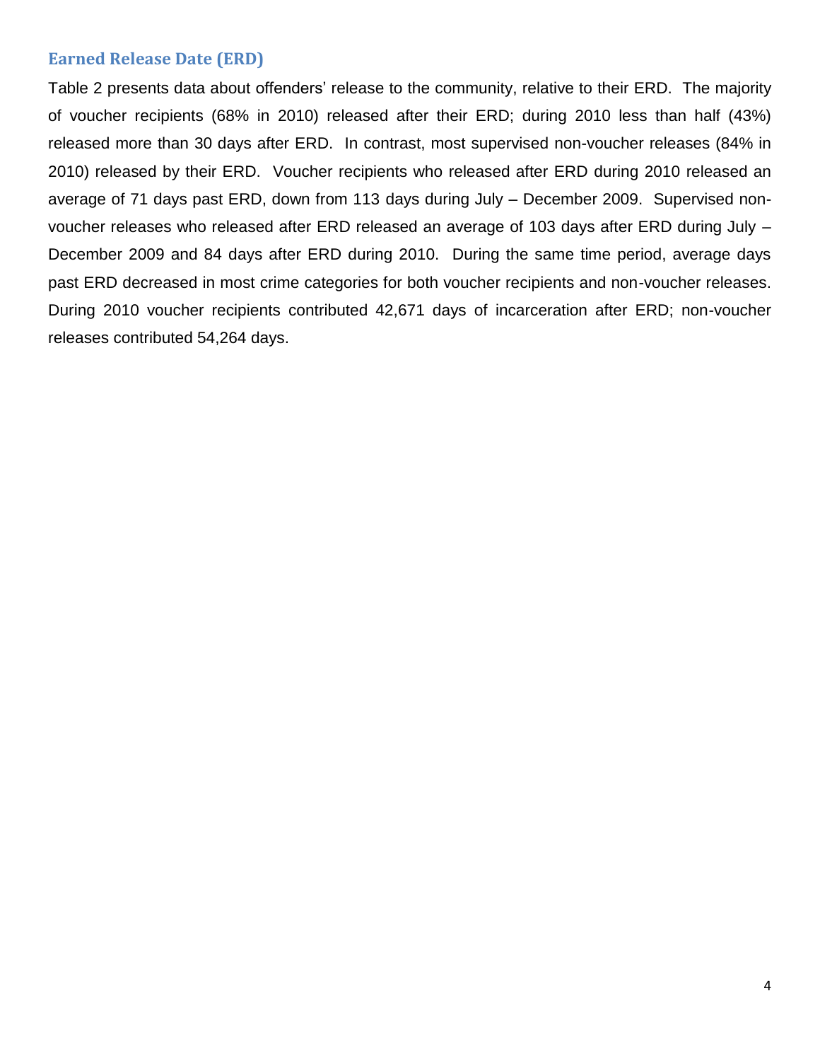## Earned Release Date (ERD)

Table 2 presents data about offenders' release to the community, relative to their ERD. The majority of voucher recipients (68% in 2010) released after their ERD; during 2010 less than half (43%) released more than 30 days after ERD. In contrast, most supervised non-voucher releases (84% in 2010) released by their ERD. Voucher recipients who released after ERD during 2010 released an average of 71 days past ERD, down from 113 days during July – December 2009. Supervised non-voucher releases who released after ERD released an average of 103 days after ERD during July – December 2009 and 84 days after ERD during 2010. During the same time period, average days past ERD decreased in most crime categories for both voucher recipients and non-voucher releases. During 2010 voucher recipients contributed 42,671 days of incarceration after ERD; non-voucher releases contributed 54,264 days.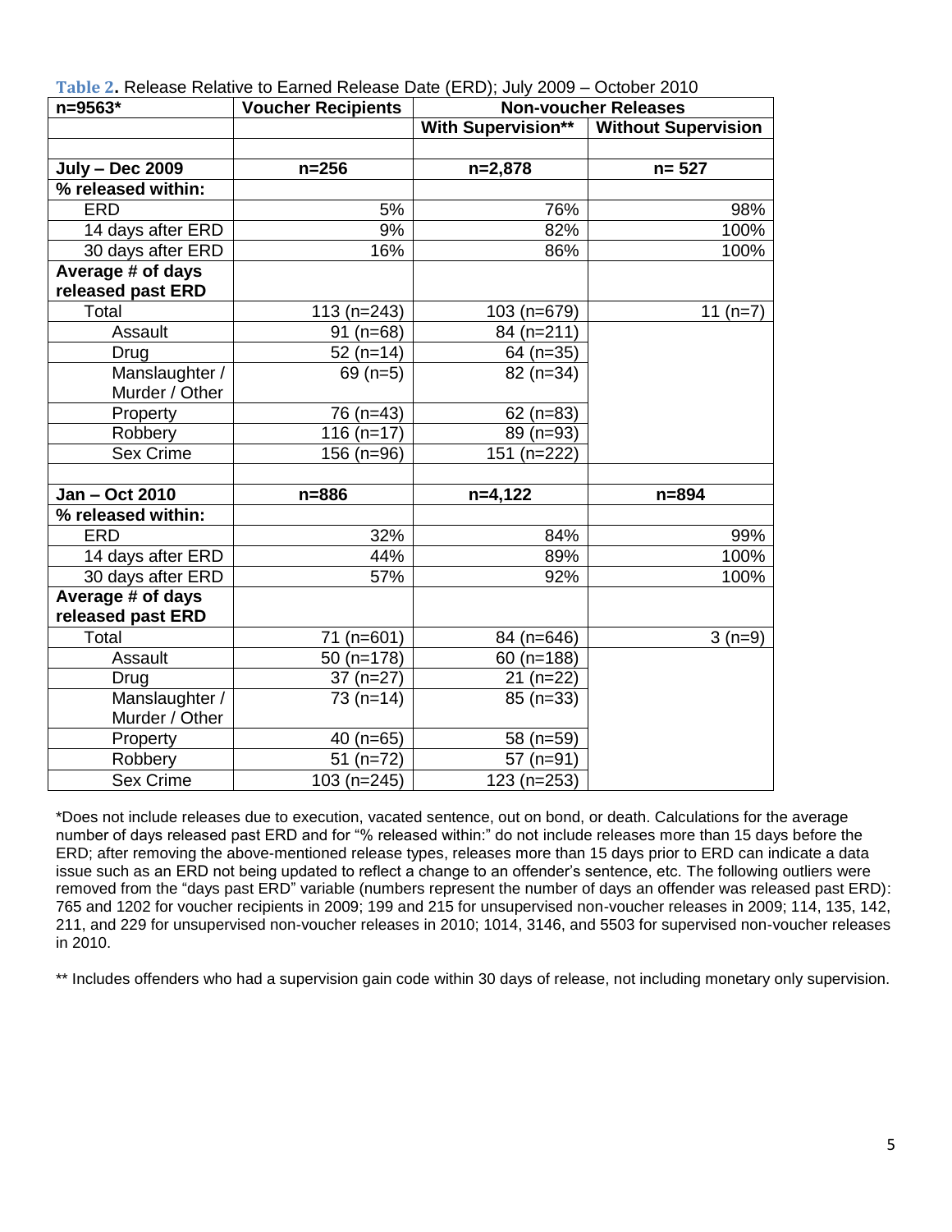**Table 2.** Release Relative to Earned Release Date (ERD); July 2009 – October 2010

| n=9563* | Voucher Recipients | Non-voucher Releases | |
|---|---|---|---|
| | | **With Supervision**** | **Without Supervision** |
| | | | |
| **July – Dec 2009** | **n=256** | **n=2,878** | **n= 527** |
| **% released within:** | | | |
| ERD | 5% | 76% | 98% |
| 14 days after ERD | 9% | 82% | 100% |
| 30 days after ERD | 16% | 86% | 100% |
| **Average # of days released past ERD** | | | |
| Total | 113 (n=243) | 103 (n=679) | 11 (n=7) |
| Assault | 91 (n=68) | 84 (n=211) | |
| Drug | 52 (n=14) | 64 (n=35) | |
| Manslaughter / Murder / Other | 69 (n=5) | 82 (n=34) | |
| Property | 76 (n=43) | 62 (n=83) | |
| Robbery | 116 (n=17) | 89 (n=93) | |
| Sex Crime | 156 (n=96) | 151 (n=222) | |
| | | | |
| **Jan – Oct 2010** | **n=886** | **n=4,122** | **n=894** |
| **% released within:** | | | |
| ERD | 32% | 84% | 99% |
| 14 days after ERD | 44% | 89% | 100% |
| 30 days after ERD | 57% | 92% | 100% |
| **Average # of days released past ERD** | | | |
| Total | 71 (n=601) | 84 (n=646) | 3 (n=9) |
| Assault | 50 (n=178) | 60 (n=188) | |
| Drug | 37 (n=27) | 21 (n=22) | |
| Manslaughter / Murder / Other | 73 (n=14) | 85 (n=33) | |
| Property | 40 (n=65) | 58 (n=59) | |
| Robbery | 51 (n=72) | 57 (n=91) | |
| Sex Crime | 103 (n=245) | 123 (n=253) | |

*Does not include releases due to execution, vacated sentence, out on bond, or death. Calculations for the average number of days released past ERD and for "% released within:" do not include releases more than 15 days before the ERD; after removing the above-mentioned release types, releases more than 15 days prior to ERD can indicate a data issue such as an ERD not being updated to reflect a change to an offender's sentence, etc. The following outliers were removed from the "days past ERD" variable (numbers represent the number of days an offender was released past ERD): 765 and 1202 for voucher recipients in 2009; 199 and 215 for unsupervised non-voucher releases in 2009; 114, 135, 142, 211, and 229 for unsupervised non-voucher releases in 2010; 1014, 3146, and 5503 for supervised non-voucher releases in 2010.

** Includes offenders who had a supervision gain code within 30 days of release, not including monetary only supervision.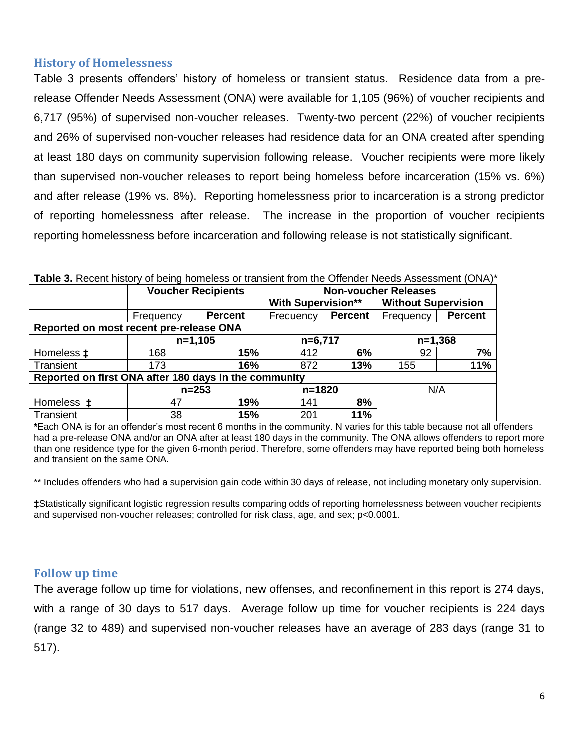## History of Homelessness

Table 3 presents offenders' history of homeless or transient status. Residence data from a pre-release Offender Needs Assessment (ONA) were available for 1,105 (96%) of voucher recipients and 6,717 (95%) of supervised non-voucher releases. Twenty-two percent (22%) of voucher recipients and 26% of supervised non-voucher releases had residence data for an ONA created after spending at least 180 days on community supervision following release. Voucher recipients were more likely than supervised non-voucher releases to report being homeless before incarceration (15% vs. 6%) and after release (19% vs. 8%). Reporting homelessness prior to incarceration is a strong predictor of reporting homelessness after release. The increase in the proportion of voucher recipients reporting homelessness before incarceration and following release is not statistically significant.

**Table 3.** Recent history of being homeless or transient from the Offender Needs Assessment (ONA)*

| | Voucher Recipients | | Non-voucher Releases | | | |
|---|---|---|---|---|---|---|
| | | | With Supervision** | | Without Supervision | |
| | Frequency | **Percent** | Frequency | **Percent** | Frequency | **Percent** |
| **Reported on most recent pre-release ONA** | | | | | | |
| | n=1,105 | | n=6,717 | | n=1,368 | |
| Homeless ‡ | 168 | **15%** | 412 | **6%** | 92 | **7%** |
| Transient | 173 | **16%** | 872 | **13%** | 155 | **11%** |
| **Reported on first ONA after 180 days in the community** | | | | | | |
| | n=253 | | n=1820 | | N/A | |
| Homeless ‡ | 47 | **19%** | 141 | **8%** | | |
| Transient | 38 | **15%** | 201 | **11%** | | |

**\***Each ONA is for an offender's most recent 6 months in the community. N varies for this table because not all offenders had a pre-release ONA and/or an ONA after at least 180 days in the community. The ONA allows offenders to report more than one residence type for the given 6-month period. Therefore, some offenders may have reported being both homeless and transient on the same ONA.

** Includes offenders who had a supervision gain code within 30 days of release, not including monetary only supervision.

**‡**Statistically significant logistic regression results comparing odds of reporting homelessness between voucher recipients and supervised non-voucher releases; controlled for risk class, age, and sex; $p<0.0001$.

## Follow up time

The average follow up time for violations, new offenses, and reconfinement in this report is 274 days, with a range of 30 days to 517 days. Average follow up time for voucher recipients is 224 days (range 32 to 489) and supervised non-voucher releases have an average of 283 days (range 31 to 517).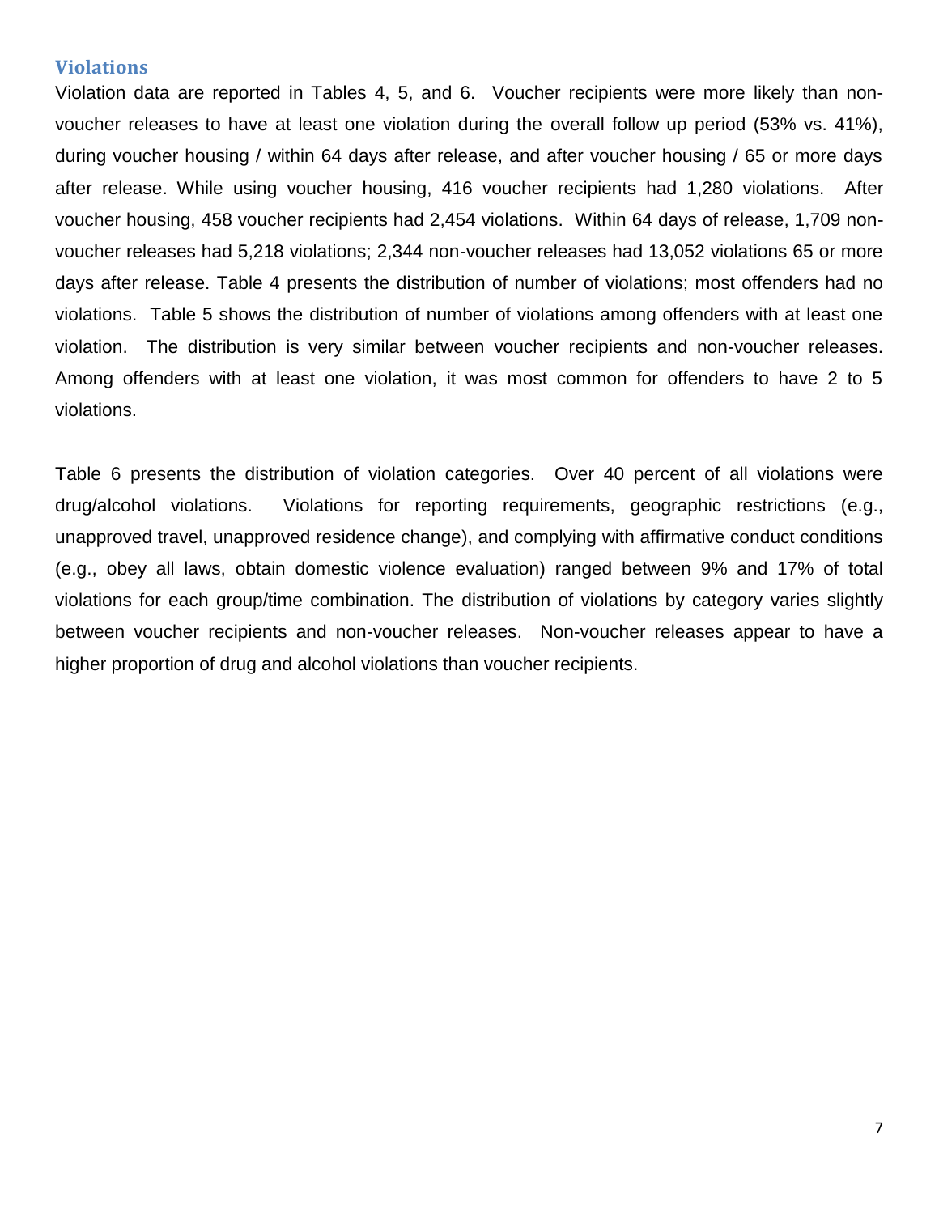### Violations

Violation data are reported in Tables 4, 5, and 6. Voucher recipients were more likely than non-voucher releases to have at least one violation during the overall follow up period (53% vs. 41%), during voucher housing / within 64 days after release, and after voucher housing / 65 or more days after release. While using voucher housing, 416 voucher recipients had 1,280 violations. After voucher housing, 458 voucher recipients had 2,454 violations. Within 64 days of release, 1,709 non-voucher releases had 5,218 violations; 2,344 non-voucher releases had 13,052 violations 65 or more days after release. Table 4 presents the distribution of number of violations; most offenders had no violations. Table 5 shows the distribution of number of violations among offenders with at least one violation. The distribution is very similar between voucher recipients and non-voucher releases. Among offenders with at least one violation, it was most common for offenders to have 2 to 5 violations.

Table 6 presents the distribution of violation categories. Over 40 percent of all violations were drug/alcohol violations. Violations for reporting requirements, geographic restrictions (e.g., unapproved travel, unapproved residence change), and complying with affirmative conduct conditions (e.g., obey all laws, obtain domestic violence evaluation) ranged between 9% and 17% of total violations for each group/time combination. The distribution of violations by category varies slightly between voucher recipients and non-voucher releases. Non-voucher releases appear to have a higher proportion of drug and alcohol violations than voucher recipients.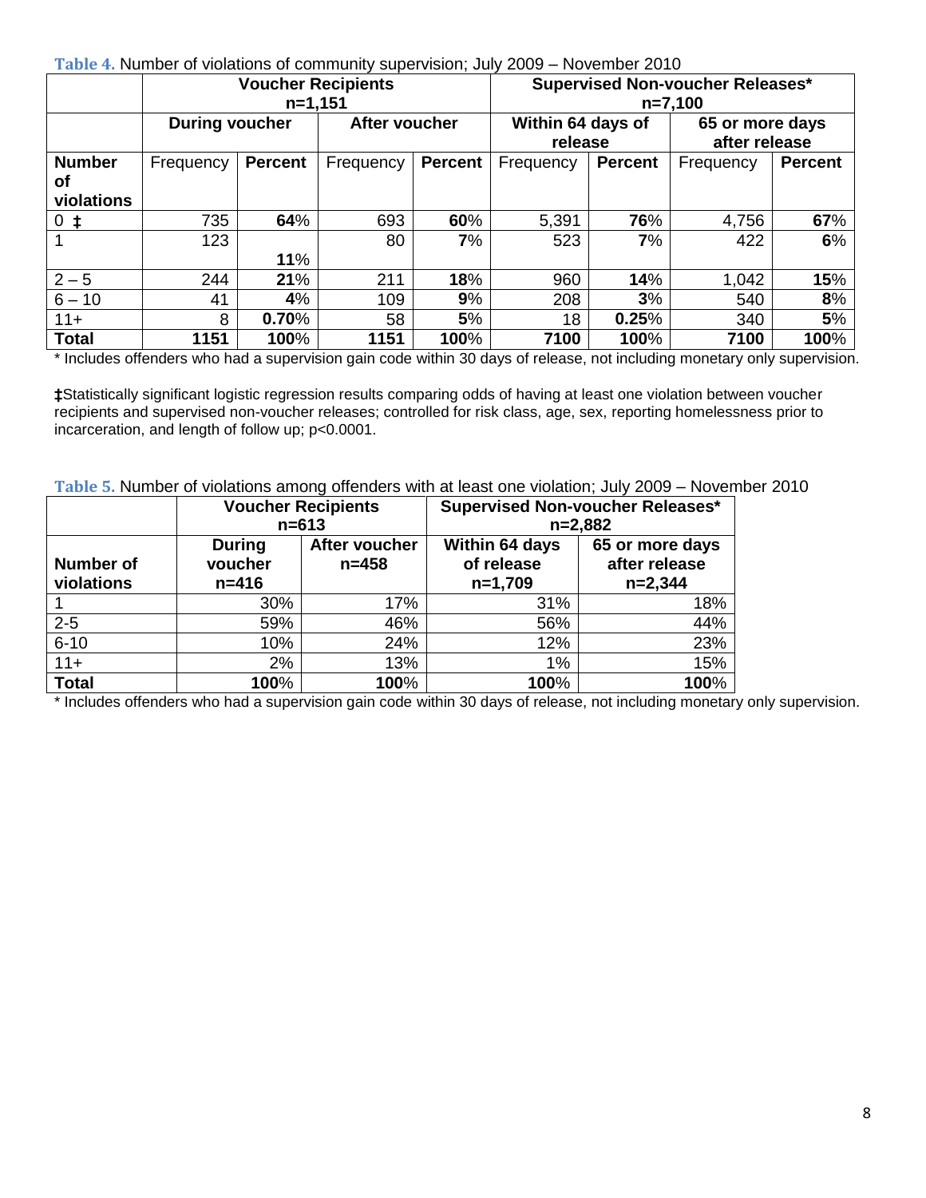**Table 4.** Number of violations of community supervision; July 2009 – November 2010

| | Voucher Recipients n=1,151 | | | | Supervised Non-voucher Releases* n=7,100 | | | |
|---|---|---|---|---|---|---|---|---|
| | During voucher | | After voucher | | Within 64 days of release | | 65 or more days after release | |
| **Number of violations** | Frequency | **Percent** | Frequency | **Percent** | Frequency | **Percent** | Frequency | **Percent** |
| 0 ‡ | 735 | **64**% | 693 | **60**% | 5,391 | **76**% | 4,756 | **67**% |
| 1 | 123 | **11**% | 80 | **7**% | 523 | **7**% | 422 | **6**% |
| 2 – 5 | 244 | **21**% | 211 | **18**% | 960 | **14**% | 1,042 | **15**% |
| 6 – 10 | 41 | **4**% | 109 | **9**% | 208 | **3**% | 540 | **8**% |
| 11+ | 8 | **0.70**% | 58 | **5**% | 18 | **0.25**% | 340 | **5**% |
| **Total** | **1151** | **100**% | **1151** | **100**% | **7100** | **100**% | **7100** | **100**% |

\* Includes offenders who had a supervision gain code within 30 days of release, not including monetary only supervision.

**‡**Statistically significant logistic regression results comparing odds of having at least one violation between voucher recipients and supervised non-voucher releases; controlled for risk class, age, sex, reporting homelessness prior to incarceration, and length of follow up; p<0.0001.

**Table 5.** Number of violations among offenders with at least one violation; July 2009 – November 2010

| | Voucher Recipients n=613 | | Supervised Non-voucher Releases* n=2,882 | |
|---|---|---|---|---|
| **Number of violations** | **During voucher n=416** | **After voucher n=458** | **Within 64 days of release n=1,709** | **65 or more days after release n=2,344** |
| 1 | 30% | 17% | 31% | 18% |
| 2-5 | 59% | 46% | 56% | 44% |
| 6-10 | 10% | 24% | 12% | 23% |
| 11+ | 2% | 13% | 1% | 15% |
| **Total** | **100**% | **100**% | **100**% | **100**% |

\* Includes offenders who had a supervision gain code within 30 days of release, not including monetary only supervision.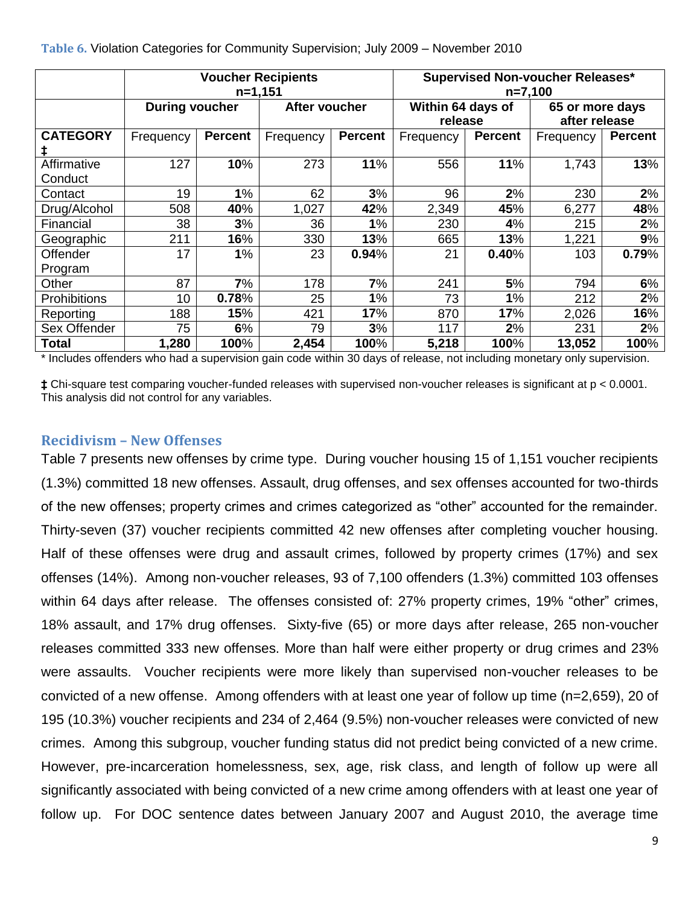**Table 6.** Violation Categories for Community Supervision; July 2009 – November 2010

| | Voucher Recipients n=1,151 | | | | Supervised Non-voucher Releases* n=7,100 | | | |
|---|---|---|---|---|---|---|---|---|
| | During voucher | | After voucher | | Within 64 days of release | | 65 or more days after release | |
| **CATEGORY ‡** | Frequency | **Percent** | Frequency | **Percent** | Frequency | **Percent** | Frequency | **Percent** |
| Affirmative Conduct | 127 | **10**% | 273 | **11**% | 556 | **11**% | 1,743 | **13**% |
| Contact | 19 | **1**% | 62 | **3**% | 96 | **2**% | 230 | **2**% |
| Drug/Alcohol | 508 | **40**% | 1,027 | **42**% | 2,349 | **45**% | 6,277 | **48**% |
| Financial | 38 | **3**% | 36 | **1**% | 230 | **4**% | 215 | **2**% |
| Geographic | 211 | **16**% | 330 | **13**% | 665 | **13**% | 1,221 | **9**% |
| Offender Program | 17 | **1**% | 23 | **0.94**% | 21 | **0.40**% | 103 | **0.79**% |
| Other | 87 | **7**% | 178 | **7**% | 241 | **5**% | 794 | **6**% |
| Prohibitions | 10 | **0.78**% | 25 | **1**% | 73 | **1**% | 212 | **2**% |
| Reporting | 188 | **15**% | 421 | **17**% | 870 | **17**% | 2,026 | **16**% |
| Sex Offender | 75 | **6**% | 79 | **3**% | 117 | **2**% | 231 | **2**% |
| **Total** | **1,280** | **100**% | **2,454** | **100**% | **5,218** | **100**% | **13,052** | **100**% |

* Includes offenders who had a supervision gain code within 30 days of release, not including monetary only supervision.

‡ Chi-square test comparing voucher-funded releases with supervised non-voucher releases is significant at $p < 0.0001$. This analysis did not control for any variables.

## Recidivism – New Offenses

Table 7 presents new offenses by crime type. During voucher housing 15 of 1,151 voucher recipients (1.3%) committed 18 new offenses. Assault, drug offenses, and sex offenses accounted for two-thirds of the new offenses; property crimes and crimes categorized as "other" accounted for the remainder. Thirty-seven (37) voucher recipients committed 42 new offenses after completing voucher housing. Half of these offenses were drug and assault crimes, followed by property crimes (17%) and sex offenses (14%). Among non-voucher releases, 93 of 7,100 offenders (1.3%) committed 103 offenses within 64 days after release. The offenses consisted of: 27% property crimes, 19% "other" crimes, 18% assault, and 17% drug offenses. Sixty-five (65) or more days after release, 265 non-voucher releases committed 333 new offenses. More than half were either property or drug crimes and 23% were assaults. Voucher recipients were more likely than supervised non-voucher releases to be convicted of a new offense. Among offenders with at least one year of follow up time (n=2,659), 20 of 195 (10.3%) voucher recipients and 234 of 2,464 (9.5%) non-voucher releases were convicted of new crimes. Among this subgroup, voucher funding status did not predict being convicted of a new crime. However, pre-incarceration homelessness, sex, age, risk class, and length of follow up were all significantly associated with being convicted of a new crime among offenders with at least one year of follow up. For DOC sentence dates between January 2007 and August 2010, the average time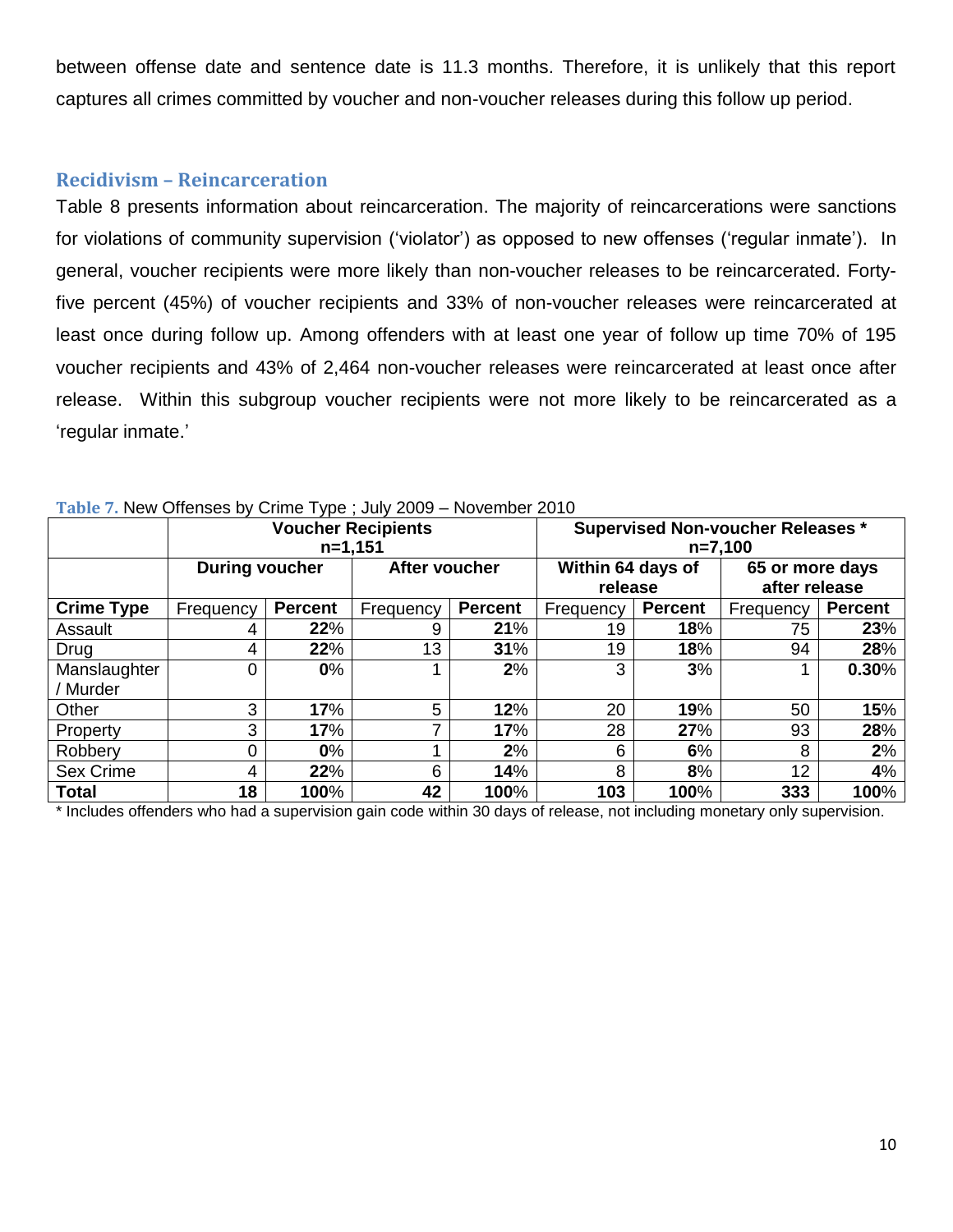between offense date and sentence date is 11.3 months. Therefore, it is unlikely that this report captures all crimes committed by voucher and non-voucher releases during this follow up period.

## Recidivism – Reincarceration

Table 8 presents information about reincarceration. The majority of reincarcerations were sanctions for violations of community supervision ('violator') as opposed to new offenses ('regular inmate'). In general, voucher recipients were more likely than non-voucher releases to be reincarcerated. Forty-five percent (45%) of voucher recipients and 33% of non-voucher releases were reincarcerated at least once during follow up. Among offenders with at least one year of follow up time 70% of 195 voucher recipients and 43% of 2,464 non-voucher releases were reincarcerated at least once after release. Within this subgroup voucher recipients were not more likely to be reincarcerated as a 'regular inmate.'

**Table 7.** New Offenses by Crime Type ; July 2009 – November 2010

| | **Voucher Recipients n=1,151** | | | | **Supervised Non-voucher Releases * n=7,100** | | | |
|---|---|---|---|---|---|---|---|---|
| | **During voucher** | | **After voucher** | | **Within 64 days of release** | | **65 or more days after release** | |
| **Crime Type** | Frequency | **Percent** | Frequency | **Percent** | Frequency | **Percent** | Frequency | **Percent** |
| Assault | 4 | **22**% | 9 | **21**% | 19 | **18**% | 75 | **23**% |
| Drug | 4 | **22**% | 13 | **31**% | 19 | **18**% | 94 | **28**% |
| Manslaughter / Murder | 0 | **0**% | 1 | **2**% | 3 | **3**% | 1 | **0.30**% |
| Other | 3 | **17**% | 5 | **12**% | 20 | **19**% | 50 | **15**% |
| Property | 3 | **17**% | 7 | **17**% | 28 | **27**% | 93 | **28**% |
| Robbery | 0 | **0**% | 1 | **2**% | 6 | **6**% | 8 | **2**% |
| Sex Crime | 4 | **22**% | 6 | **14**% | 8 | **8**% | 12 | **4**% |
| **Total** | **18** | **100**% | **42** | **100**% | **103** | **100**% | **333** | **100**% |

* Includes offenders who had a supervision gain code within 30 days of release, not including monetary only supervision.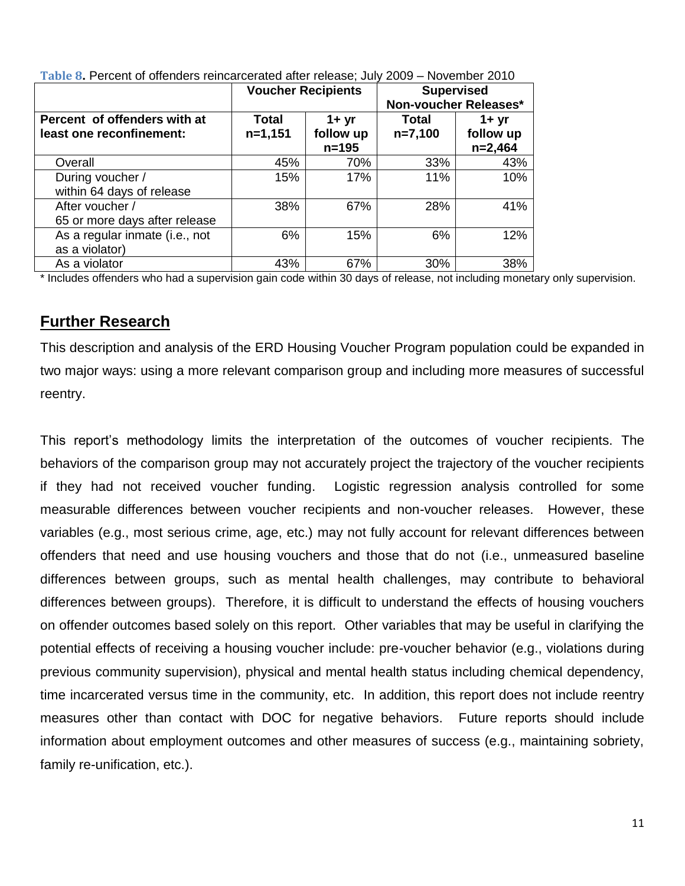**Table 8.** Percent of offenders reincarcerated after release; July 2009 – November 2010

| | Voucher Recipients | | Supervised Non-voucher Releases* | |
|---|---|---|---|---|
| **Percent of offenders with at least one reconfinement:** | **Total n=1,151** | **1+ yr follow up n=195** | **Total n=7,100** | **1+ yr follow up n=2,464** |
| Overall | 45% | 70% | 33% | 43% |
| During voucher / within 64 days of release | 15% | 17% | 11% | 10% |
| After voucher / 65 or more days after release | 38% | 67% | 28% | 41% |
| As a regular inmate (i.e., not as a violator) | 6% | 15% | 6% | 12% |
| As a violator | 43% | 67% | 30% | 38% |

* Includes offenders who had a supervision gain code within 30 days of release, not including monetary only supervision.

## Further Research

This description and analysis of the ERD Housing Voucher Program population could be expanded in two major ways: using a more relevant comparison group and including more measures of successful reentry.

This report's methodology limits the interpretation of the outcomes of voucher recipients. The behaviors of the comparison group may not accurately project the trajectory of the voucher recipients if they had not received voucher funding. Logistic regression analysis controlled for some measurable differences between voucher recipients and non-voucher releases. However, these variables (e.g., most serious crime, age, etc.) may not fully account for relevant differences between offenders that need and use housing vouchers and those that do not (i.e., unmeasured baseline differences between groups, such as mental health challenges, may contribute to behavioral differences between groups). Therefore, it is difficult to understand the effects of housing vouchers on offender outcomes based solely on this report. Other variables that may be useful in clarifying the potential effects of receiving a housing voucher include: pre-voucher behavior (e.g., violations during previous community supervision), physical and mental health status including chemical dependency, time incarcerated versus time in the community, etc. In addition, this report does not include reentry measures other than contact with DOC for negative behaviors. Future reports should include information about employment outcomes and other measures of success (e.g., maintaining sobriety, family re-unification, etc.).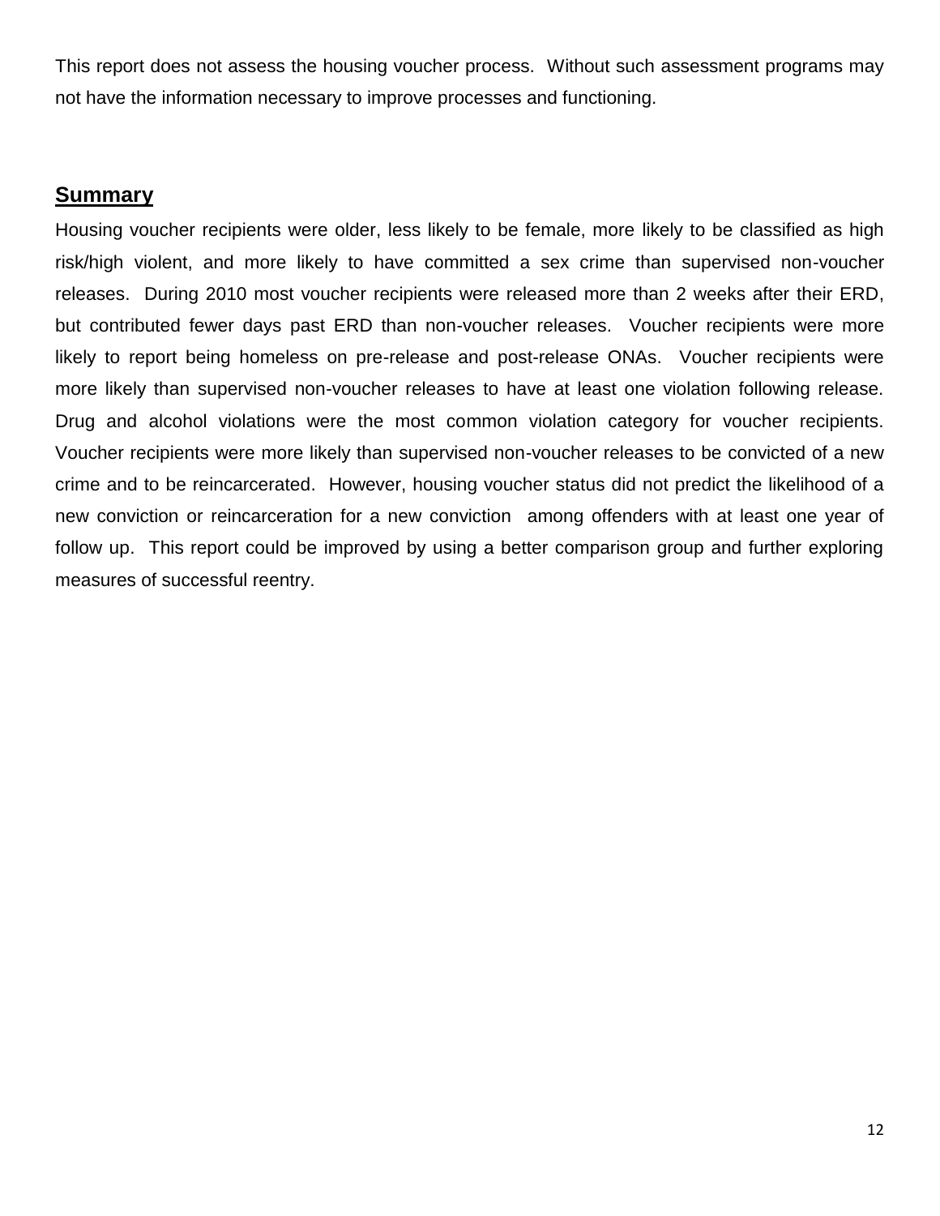This report does not assess the housing voucher process. Without such assessment programs may not have the information necessary to improve processes and functioning.

## Summary

Housing voucher recipients were older, less likely to be female, more likely to be classified as high risk/high violent, and more likely to have committed a sex crime than supervised non-voucher releases. During 2010 most voucher recipients were released more than 2 weeks after their ERD, but contributed fewer days past ERD than non-voucher releases. Voucher recipients were more likely to report being homeless on pre-release and post-release ONAs. Voucher recipients were more likely than supervised non-voucher releases to have at least one violation following release. Drug and alcohol violations were the most common violation category for voucher recipients. Voucher recipients were more likely than supervised non-voucher releases to be convicted of a new crime and to be reincarcerated. However, housing voucher status did not predict the likelihood of a new conviction or reincarceration for a new conviction among offenders with at least one year of follow up. This report could be improved by using a better comparison group and further exploring measures of successful reentry.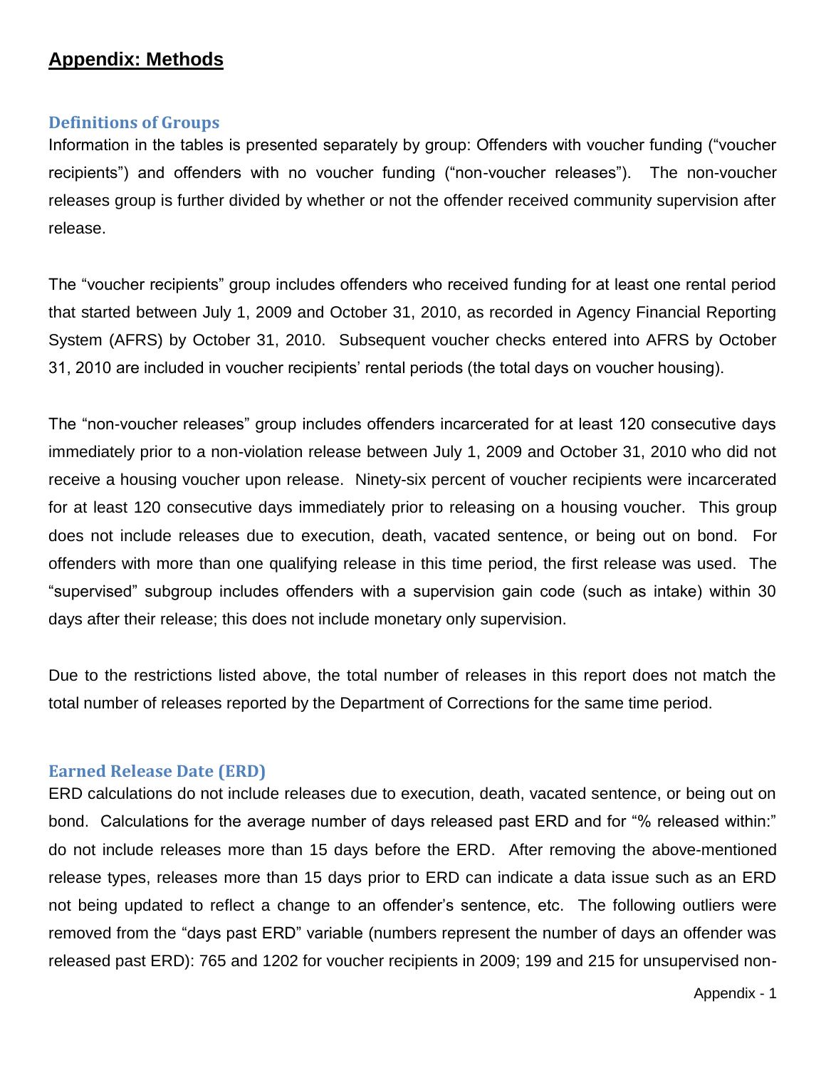# Appendix: Methods

## Definitions of Groups

Information in the tables is presented separately by group: Offenders with voucher funding ("voucher recipients") and offenders with no voucher funding ("non-voucher releases"). The non-voucher releases group is further divided by whether or not the offender received community supervision after release.

The "voucher recipients" group includes offenders who received funding for at least one rental period that started between July 1, 2009 and October 31, 2010, as recorded in Agency Financial Reporting System (AFRS) by October 31, 2010. Subsequent voucher checks entered into AFRS by October 31, 2010 are included in voucher recipients' rental periods (the total days on voucher housing).

The "non-voucher releases" group includes offenders incarcerated for at least 120 consecutive days immediately prior to a non-violation release between July 1, 2009 and October 31, 2010 who did not receive a housing voucher upon release. Ninety-six percent of voucher recipients were incarcerated for at least 120 consecutive days immediately prior to releasing on a housing voucher. This group does not include releases due to execution, death, vacated sentence, or being out on bond. For offenders with more than one qualifying release in this time period, the first release was used. The "supervised" subgroup includes offenders with a supervision gain code (such as intake) within 30 days after their release; this does not include monetary only supervision.

Due to the restrictions listed above, the total number of releases in this report does not match the total number of releases reported by the Department of Corrections for the same time period.

## Earned Release Date (ERD)

ERD calculations do not include releases due to execution, death, vacated sentence, or being out on bond. Calculations for the average number of days released past ERD and for "% released within:" do not include releases more than 15 days before the ERD. After removing the above-mentioned release types, releases more than 15 days prior to ERD can indicate a data issue such as an ERD not being updated to reflect a change to an offender's sentence, etc. The following outliers were removed from the "days past ERD" variable (numbers represent the number of days an offender was released past ERD): 765 and 1202 for voucher recipients in 2009; 199 and 215 for unsupervised non-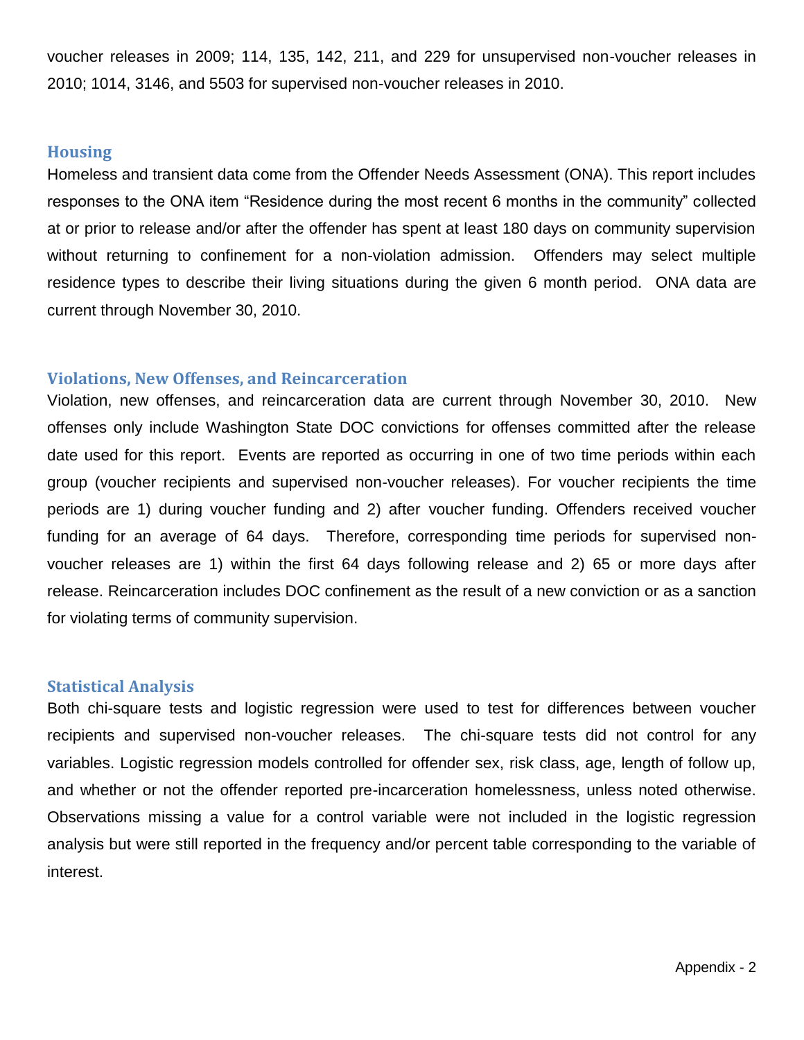voucher releases in 2009; 114, 135, 142, 211, and 229 for unsupervised non-voucher releases in 2010; 1014, 3146, and 5503 for supervised non-voucher releases in 2010.

### Housing

Homeless and transient data come from the Offender Needs Assessment (ONA). This report includes responses to the ONA item "Residence during the most recent 6 months in the community" collected at or prior to release and/or after the offender has spent at least 180 days on community supervision without returning to confinement for a non-violation admission. Offenders may select multiple residence types to describe their living situations during the given 6 month period. ONA data are current through November 30, 2010.

### Violations, New Offenses, and Reincarceration

Violation, new offenses, and reincarceration data are current through November 30, 2010. New offenses only include Washington State DOC convictions for offenses committed after the release date used for this report. Events are reported as occurring in one of two time periods within each group (voucher recipients and supervised non-voucher releases). For voucher recipients the time periods are 1) during voucher funding and 2) after voucher funding. Offenders received voucher funding for an average of 64 days. Therefore, corresponding time periods for supervised non-voucher releases are 1) within the first 64 days following release and 2) 65 or more days after release. Reincarceration includes DOC confinement as the result of a new conviction or as a sanction for violating terms of community supervision.

### Statistical Analysis

Both chi-square tests and logistic regression were used to test for differences between voucher recipients and supervised non-voucher releases. The chi-square tests did not control for any variables. Logistic regression models controlled for offender sex, risk class, age, length of follow up, and whether or not the offender reported pre-incarceration homelessness, unless noted otherwise. Observations missing a value for a control variable were not included in the logistic regression analysis but were still reported in the frequency and/or percent table corresponding to the variable of interest.